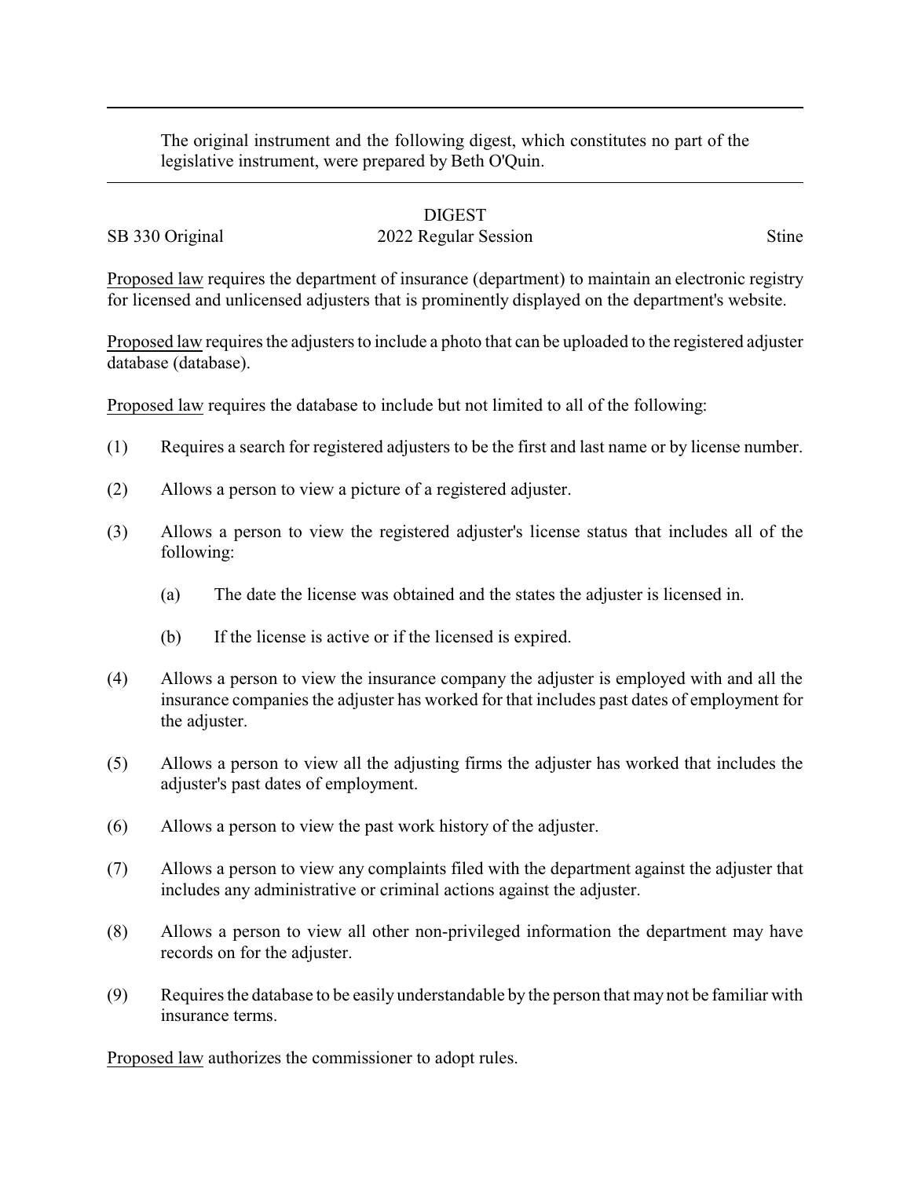The original instrument and the following digest, which constitutes no part of the legislative instrument, were prepared by Beth O'Quin.

---

DIGEST

SB 330 Original 2022 Regular Session Stine

Proposed law requires the department of insurance (department) to maintain an electronic registry for licensed and unlicensed adjusters that is prominently displayed on the department's website.

Proposed law requires the adjusters to include a photo that can be uploaded to the registered adjuster database (database).

Proposed law requires the database to include but not limited to all of the following:

(1) Requires a search for registered adjusters to be the first and last name or by license number.

(2) Allows a person to view a picture of a registered adjuster.

(3) Allows a person to view the registered adjuster's license status that includes all of the following:

   (a) The date the license was obtained and the states the adjuster is licensed in.

   (b) If the license is active or if the licensed is expired.

(4) Allows a person to view the insurance company the adjuster is employed with and all the insurance companies the adjuster has worked for that includes past dates of employment for the adjuster.

(5) Allows a person to view all the adjusting firms the adjuster has worked that includes the adjuster's past dates of employment.

(6) Allows a person to view the past work history of the adjuster.

(7) Allows a person to view any complaints filed with the department against the adjuster that includes any administrative or criminal actions against the adjuster.

(8) Allows a person to view all other non-privileged information the department may have records on for the adjuster.

(9) Requires the database to be easily understandable by the person that may not be familiar with insurance terms.

Proposed law authorizes the commissioner to adopt rules.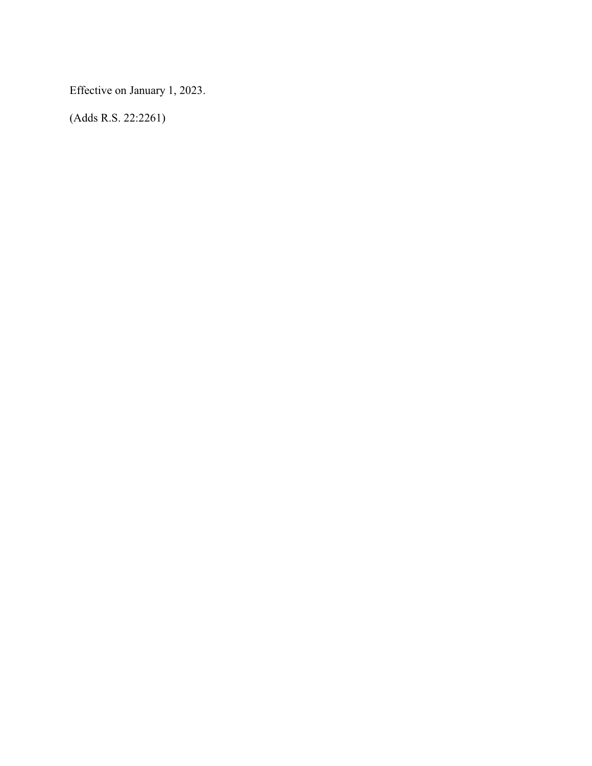Effective on January 1, 2023.

(Adds R.S. 22:2261)